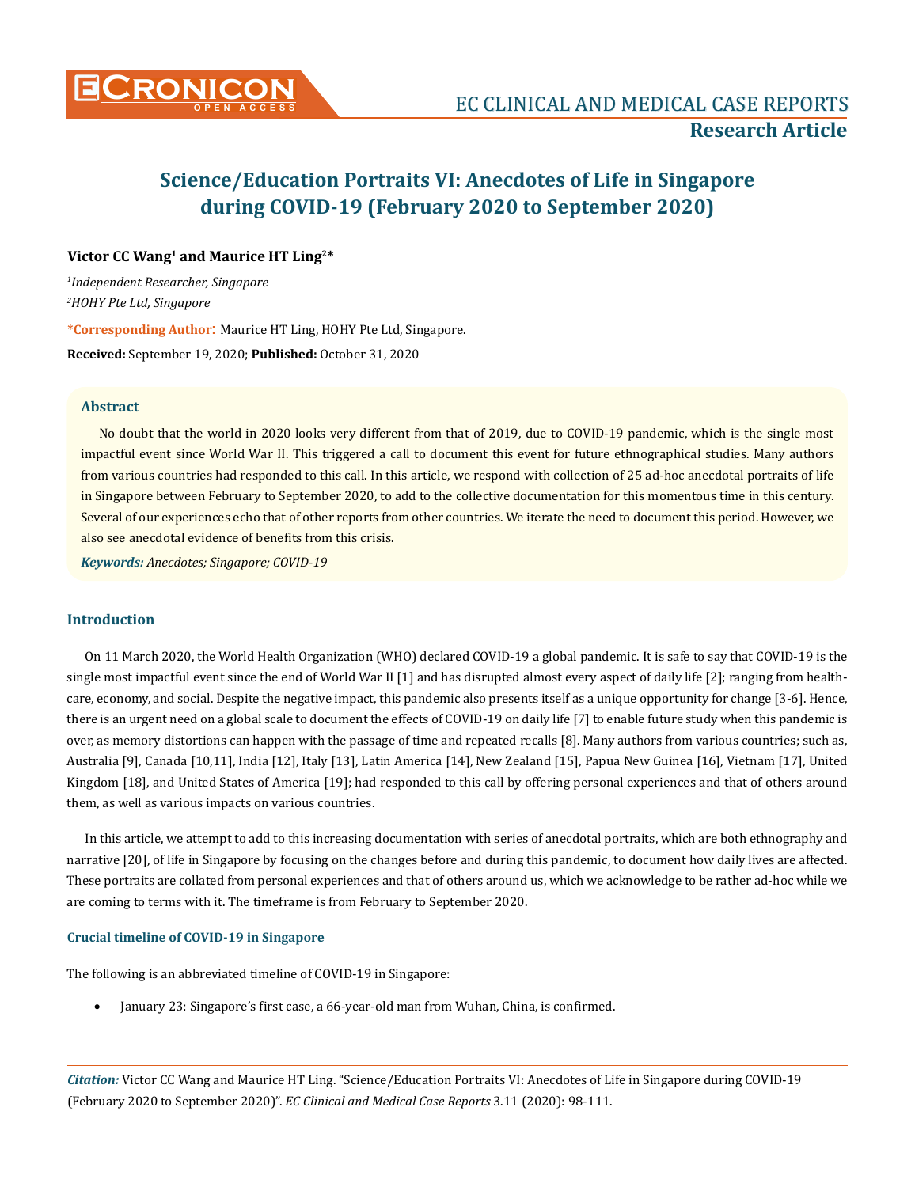# Science/Education Portraits VI: Anecdotes of Life in Singapore during COVID-19 (February 2020 to September 2020)

**Victor CC Wang[1] and Maurice HT Ling[2]***

*[1]Independent Researcher, Singapore*

*[2]HOHY Pte Ltd, Singapore*

***Corresponding Author:** Maurice HT Ling, HOHY Pte Ltd, Singapore.

**Received:** September 19, 2020; **Published:** October 31, 2020

## Abstract

No doubt that the world in 2020 looks very different from that of 2019, due to COVID-19 pandemic, which is the single most impactful event since World War II. This triggered a call to document this event for future ethnographical studies. Many authors from various countries had responded to this call. In this article, we respond with collection of 25 ad-hoc anecdotal portraits of life in Singapore between February to September 2020, to add to the collective documentation for this momentous time in this century. Several of our experiences echo that of other reports from other countries. We iterate the need to document this period. However, we also see anecdotal evidence of benefits from this crisis.

***Keywords:*** *Anecdotes; Singapore; COVID-19*

## Introduction

On 11 March 2020, the World Health Organization (WHO) declared COVID-19 a global pandemic. It is safe to say that COVID-19 is the single most impactful event since the end of World War II [1] and has disrupted almost every aspect of daily life [2]; ranging from healthcare, economy, and social. Despite the negative impact, this pandemic also presents itself as a unique opportunity for change [3-6]. Hence, there is an urgent need on a global scale to document the effects of COVID-19 on daily life [7] to enable future study when this pandemic is over, as memory distortions can happen with the passage of time and repeated recalls [8]. Many authors from various countries; such as, Australia [9], Canada [10,11], India [12], Italy [13], Latin America [14], New Zealand [15], Papua New Guinea [16], Vietnam [17], United Kingdom [18], and United States of America [19]; had responded to this call by offering personal experiences and that of others around them, as well as various impacts on various countries.

In this article, we attempt to add to this increasing documentation with series of anecdotal portraits, which are both ethnography and narrative [20], of life in Singapore by focusing on the changes before and during this pandemic, to document how daily lives are affected. These portraits are collated from personal experiences and that of others around us, which we acknowledge to be rather ad-hoc while we are coming to terms with it. The timeframe is from February to September 2020.

### Crucial timeline of COVID-19 in Singapore

The following is an abbreviated timeline of COVID-19 in Singapore:

- January 23: Singapore's first case, a 66-year-old man from Wuhan, China, is confirmed.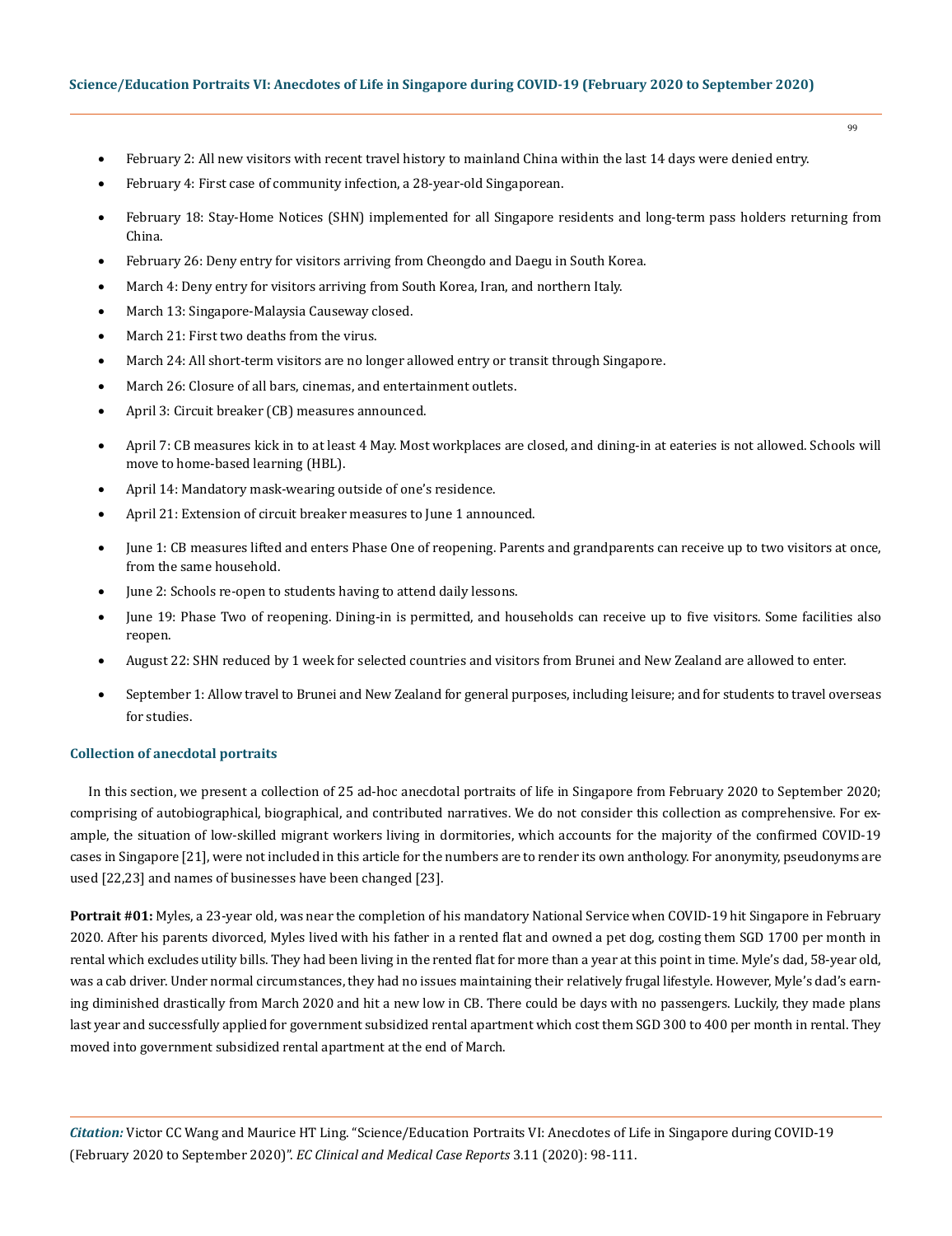- February 2: All new visitors with recent travel history to mainland China within the last 14 days were denied entry.
- February 4: First case of community infection, a 28-year-old Singaporean.
- February 18: Stay-Home Notices (SHN) implemented for all Singapore residents and long-term pass holders returning from China.
- February 26: Deny entry for visitors arriving from Cheongdo and Daegu in South Korea.
- March 4: Deny entry for visitors arriving from South Korea, Iran, and northern Italy.
- March 13: Singapore-Malaysia Causeway closed.
- March 21: First two deaths from the virus.
- March 24: All short-term visitors are no longer allowed entry or transit through Singapore.
- March 26: Closure of all bars, cinemas, and entertainment outlets.
- April 3: Circuit breaker (CB) measures announced.
- April 7: CB measures kick in to at least 4 May. Most workplaces are closed, and dining-in at eateries is not allowed. Schools will move to home-based learning (HBL).
- April 14: Mandatory mask-wearing outside of one's residence.
- April 21: Extension of circuit breaker measures to June 1 announced.
- June 1: CB measures lifted and enters Phase One of reopening. Parents and grandparents can receive up to two visitors at once, from the same household.
- June 2: Schools re-open to students having to attend daily lessons.
- June 19: Phase Two of reopening. Dining-in is permitted, and households can receive up to five visitors. Some facilities also reopen.
- August 22: SHN reduced by 1 week for selected countries and visitors from Brunei and New Zealand are allowed to enter.
- September 1: Allow travel to Brunei and New Zealand for general purposes, including leisure; and for students to travel overseas for studies.

### Collection of anecdotal portraits

In this section, we present a collection of 25 ad-hoc anecdotal portraits of life in Singapore from February 2020 to September 2020; comprising of autobiographical, biographical, and contributed narratives. We do not consider this collection as comprehensive. For example, the situation of low-skilled migrant workers living in dormitories, which accounts for the majority of the confirmed COVID-19 cases in Singapore [21], were not included in this article for the numbers are to render its own anthology. For anonymity, pseudonyms are used [22,23] and names of businesses have been changed [23].

**Portrait #01:** Myles, a 23-year old, was near the completion of his mandatory National Service when COVID-19 hit Singapore in February 2020. After his parents divorced, Myles lived with his father in a rented flat and owned a pet dog, costing them SGD 1700 per month in rental which excludes utility bills. They had been living in the rented flat for more than a year at this point in time. Myle's dad, 58-year old, was a cab driver. Under normal circumstances, they had no issues maintaining their relatively frugal lifestyle. However, Myle's dad's earning diminished drastically from March 2020 and hit a new low in CB. There could be days with no passengers. Luckily, they made plans last year and successfully applied for government subsidized rental apartment which cost them SGD 300 to 400 per month in rental. They moved into government subsidized rental apartment at the end of March.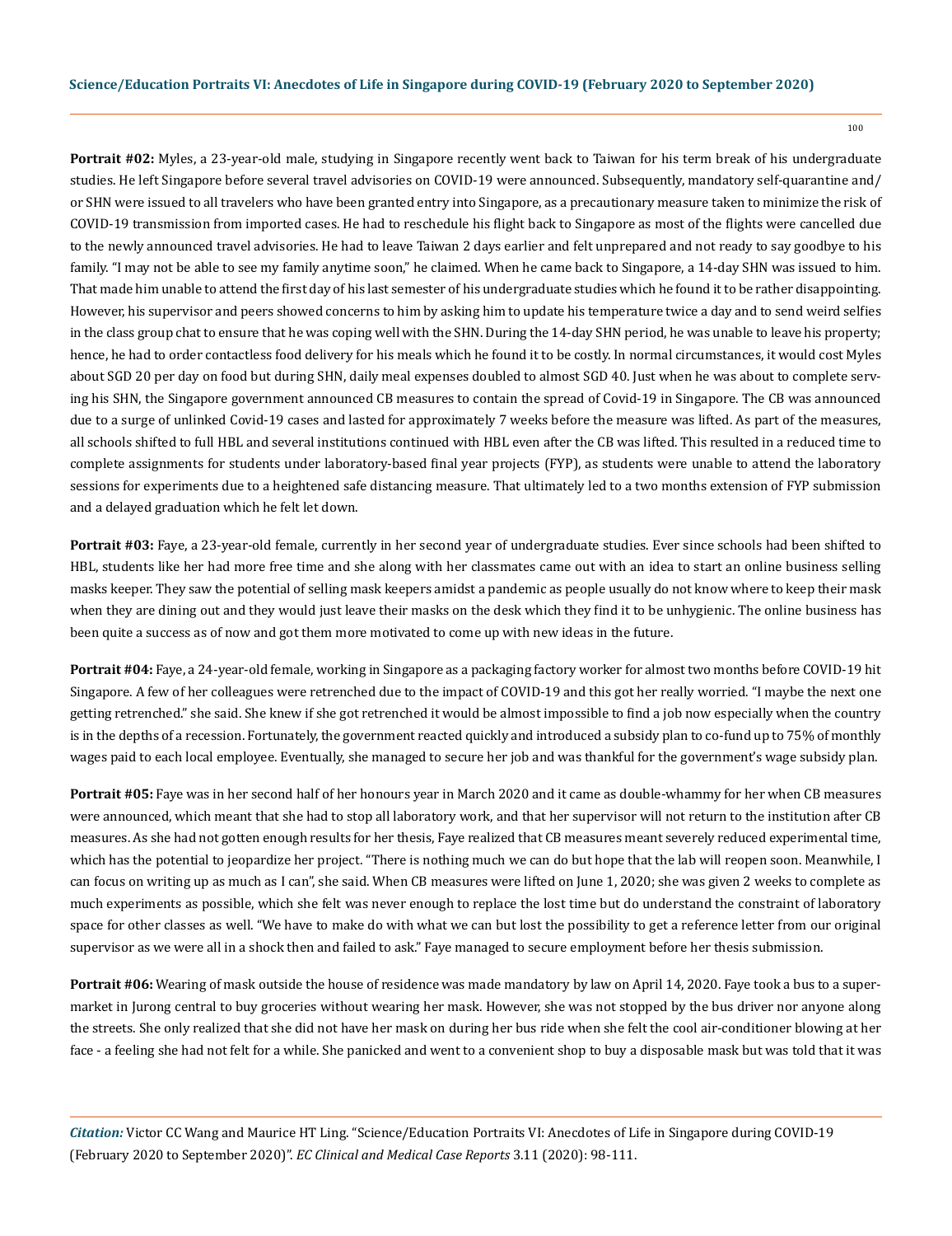**Portrait #02:** Myles, a 23-year-old male, studying in Singapore recently went back to Taiwan for his term break of his undergraduate studies. He left Singapore before several travel advisories on COVID-19 were announced. Subsequently, mandatory self-quarantine and/or SHN were issued to all travelers who have been granted entry into Singapore, as a precautionary measure taken to minimize the risk of COVID-19 transmission from imported cases. He had to reschedule his flight back to Singapore as most of the flights were cancelled due to the newly announced travel advisories. He had to leave Taiwan 2 days earlier and felt unprepared and not ready to say goodbye to his family. "I may not be able to see my family anytime soon," he claimed. When he came back to Singapore, a 14-day SHN was issued to him. That made him unable to attend the first day of his last semester of his undergraduate studies which he found it to be rather disappointing. However, his supervisor and peers showed concerns to him by asking him to update his temperature twice a day and to send weird selfies in the class group chat to ensure that he was coping well with the SHN. During the 14-day SHN period, he was unable to leave his property; hence, he had to order contactless food delivery for his meals which he found it to be costly. In normal circumstances, it would cost Myles about SGD 20 per day on food but during SHN, daily meal expenses doubled to almost SGD 40. Just when he was about to complete serving his SHN, the Singapore government announced CB measures to contain the spread of Covid-19 in Singapore. The CB was announced due to a surge of unlinked Covid-19 cases and lasted for approximately 7 weeks before the measure was lifted. As part of the measures, all schools shifted to full HBL and several institutions continued with HBL even after the CB was lifted. This resulted in a reduced time to complete assignments for students under laboratory-based final year projects (FYP), as students were unable to attend the laboratory sessions for experiments due to a heightened safe distancing measure. That ultimately led to a two months extension of FYP submission and a delayed graduation which he felt let down.

**Portrait #03:** Faye, a 23-year-old female, currently in her second year of undergraduate studies. Ever since schools had been shifted to HBL, students like her had more free time and she along with her classmates came out with an idea to start an online business selling masks keeper. They saw the potential of selling mask keepers amidst a pandemic as people usually do not know where to keep their mask when they are dining out and they would just leave their masks on the desk which they find it to be unhygienic. The online business has been quite a success as of now and got them more motivated to come up with new ideas in the future.

**Portrait #04:** Faye, a 24-year-old female, working in Singapore as a packaging factory worker for almost two months before COVID-19 hit Singapore. A few of her colleagues were retrenched due to the impact of COVID-19 and this got her really worried. "I maybe the next one getting retrenched." she said. She knew if she got retrenched it would be almost impossible to find a job now especially when the country is in the depths of a recession. Fortunately, the government reacted quickly and introduced a subsidy plan to co-fund up to 75% of monthly wages paid to each local employee. Eventually, she managed to secure her job and was thankful for the government's wage subsidy plan.

**Portrait #05:** Faye was in her second half of her honours year in March 2020 and it came as double-whammy for her when CB measures were announced, which meant that she had to stop all laboratory work, and that her supervisor will not return to the institution after CB measures. As she had not gotten enough results for her thesis, Faye realized that CB measures meant severely reduced experimental time, which has the potential to jeopardize her project. "There is nothing much we can do but hope that the lab will reopen soon. Meanwhile, I can focus on writing up as much as I can", she said. When CB measures were lifted on June 1, 2020; she was given 2 weeks to complete as much experiments as possible, which she felt was never enough to replace the lost time but do understand the constraint of laboratory space for other classes as well. "We have to make do with what we can but lost the possibility to get a reference letter from our original supervisor as we were all in a shock then and failed to ask." Faye managed to secure employment before her thesis submission.

**Portrait #06:** Wearing of mask outside the house of residence was made mandatory by law on April 14, 2020. Faye took a bus to a supermarket in Jurong central to buy groceries without wearing her mask. However, she was not stopped by the bus driver nor anyone along the streets. She only realized that she did not have her mask on during her bus ride when she felt the cool air-conditioner blowing at her face - a feeling she had not felt for a while. She panicked and went to a convenient shop to buy a disposable mask but was told that it was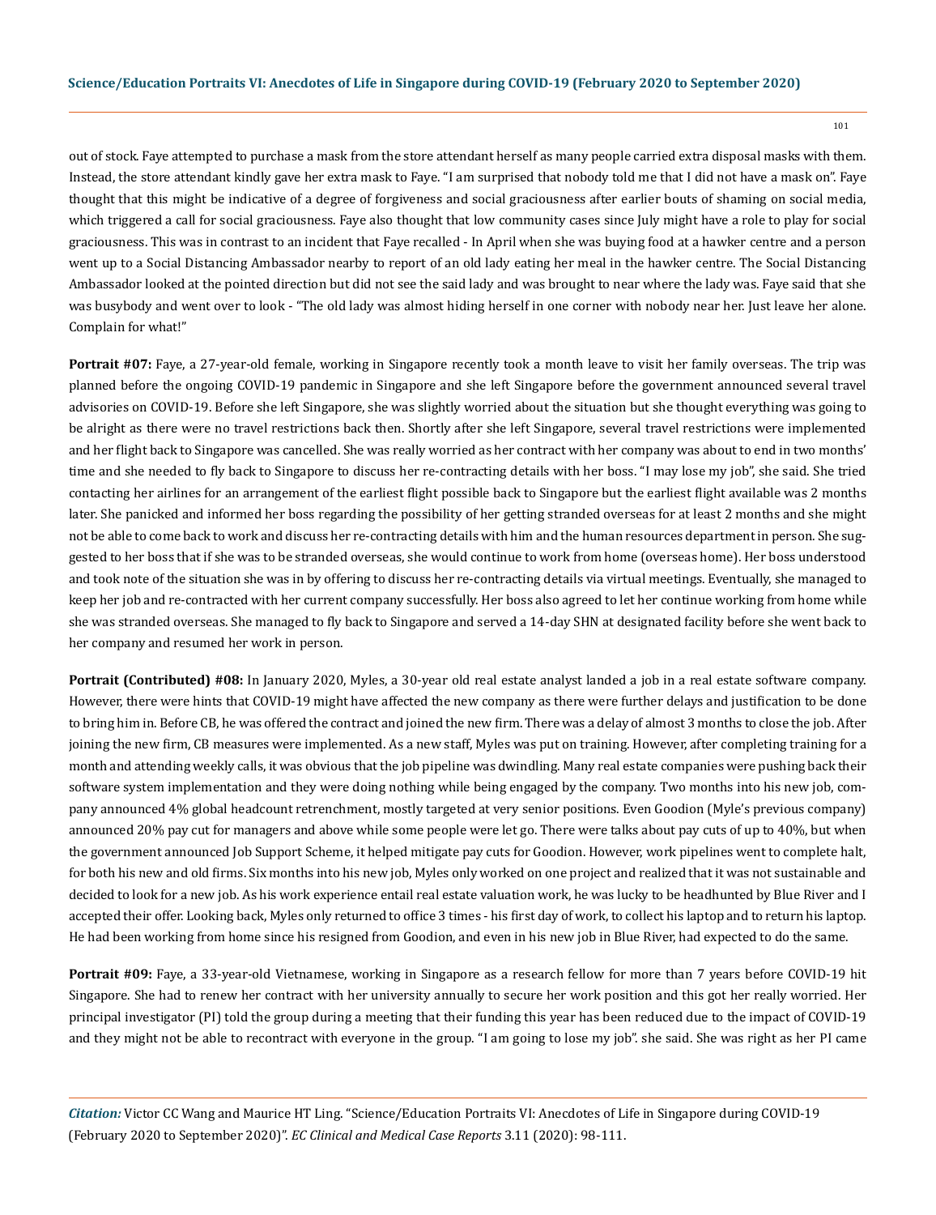out of stock. Faye attempted to purchase a mask from the store attendant herself as many people carried extra disposal masks with them. Instead, the store attendant kindly gave her extra mask to Faye. "I am surprised that nobody told me that I did not have a mask on". Faye thought that this might be indicative of a degree of forgiveness and social graciousness after earlier bouts of shaming on social media, which triggered a call for social graciousness. Faye also thought that low community cases since July might have a role to play for social graciousness. This was in contrast to an incident that Faye recalled - In April when she was buying food at a hawker centre and a person went up to a Social Distancing Ambassador nearby to report of an old lady eating her meal in the hawker centre. The Social Distancing Ambassador looked at the pointed direction but did not see the said lady and was brought to near where the lady was. Faye said that she was busybody and went over to look - "The old lady was almost hiding herself in one corner with nobody near her. Just leave her alone. Complain for what!"

**Portrait #07:** Faye, a 27-year-old female, working in Singapore recently took a month leave to visit her family overseas. The trip was planned before the ongoing COVID-19 pandemic in Singapore and she left Singapore before the government announced several travel advisories on COVID-19. Before she left Singapore, she was slightly worried about the situation but she thought everything was going to be alright as there were no travel restrictions back then. Shortly after she left Singapore, several travel restrictions were implemented and her flight back to Singapore was cancelled. She was really worried as her contract with her company was about to end in two months' time and she needed to fly back to Singapore to discuss her re-contracting details with her boss. "I may lose my job", she said. She tried contacting her airlines for an arrangement of the earliest flight possible back to Singapore but the earliest flight available was 2 months later. She panicked and informed her boss regarding the possibility of her getting stranded overseas for at least 2 months and she might not be able to come back to work and discuss her re-contracting details with him and the human resources department in person. She suggested to her boss that if she was to be stranded overseas, she would continue to work from home (overseas home). Her boss understood and took note of the situation she was in by offering to discuss her re-contracting details via virtual meetings. Eventually, she managed to keep her job and re-contracted with her current company successfully. Her boss also agreed to let her continue working from home while she was stranded overseas. She managed to fly back to Singapore and served a 14-day SHN at designated facility before she went back to her company and resumed her work in person.

**Portrait (Contributed) #08:** In January 2020, Myles, a 30-year old real estate analyst landed a job in a real estate software company. However, there were hints that COVID-19 might have affected the new company as there were further delays and justification to be done to bring him in. Before CB, he was offered the contract and joined the new firm. There was a delay of almost 3 months to close the job. After joining the new firm, CB measures were implemented. As a new staff, Myles was put on training. However, after completing training for a month and attending weekly calls, it was obvious that the job pipeline was dwindling. Many real estate companies were pushing back their software system implementation and they were doing nothing while being engaged by the company. Two months into his new job, company announced 4% global headcount retrenchment, mostly targeted at very senior positions. Even Goodion (Myle's previous company) announced 20% pay cut for managers and above while some people were let go. There were talks about pay cuts of up to 40%, but when the government announced Job Support Scheme, it helped mitigate pay cuts for Goodion. However, work pipelines went to complete halt, for both his new and old firms. Six months into his new job, Myles only worked on one project and realized that it was not sustainable and decided to look for a new job. As his work experience entail real estate valuation work, he was lucky to be headhunted by Blue River and I accepted their offer. Looking back, Myles only returned to office 3 times - his first day of work, to collect his laptop and to return his laptop. He had been working from home since his resigned from Goodion, and even in his new job in Blue River, had expected to do the same.

**Portrait #09:** Faye, a 33-year-old Vietnamese, working in Singapore as a research fellow for more than 7 years before COVID-19 hit Singapore. She had to renew her contract with her university annually to secure her work position and this got her really worried. Her principal investigator (PI) told the group during a meeting that their funding this year has been reduced due to the impact of COVID-19 and they might not be able to recontract with everyone in the group. "I am going to lose my job". she said. She was right as her PI came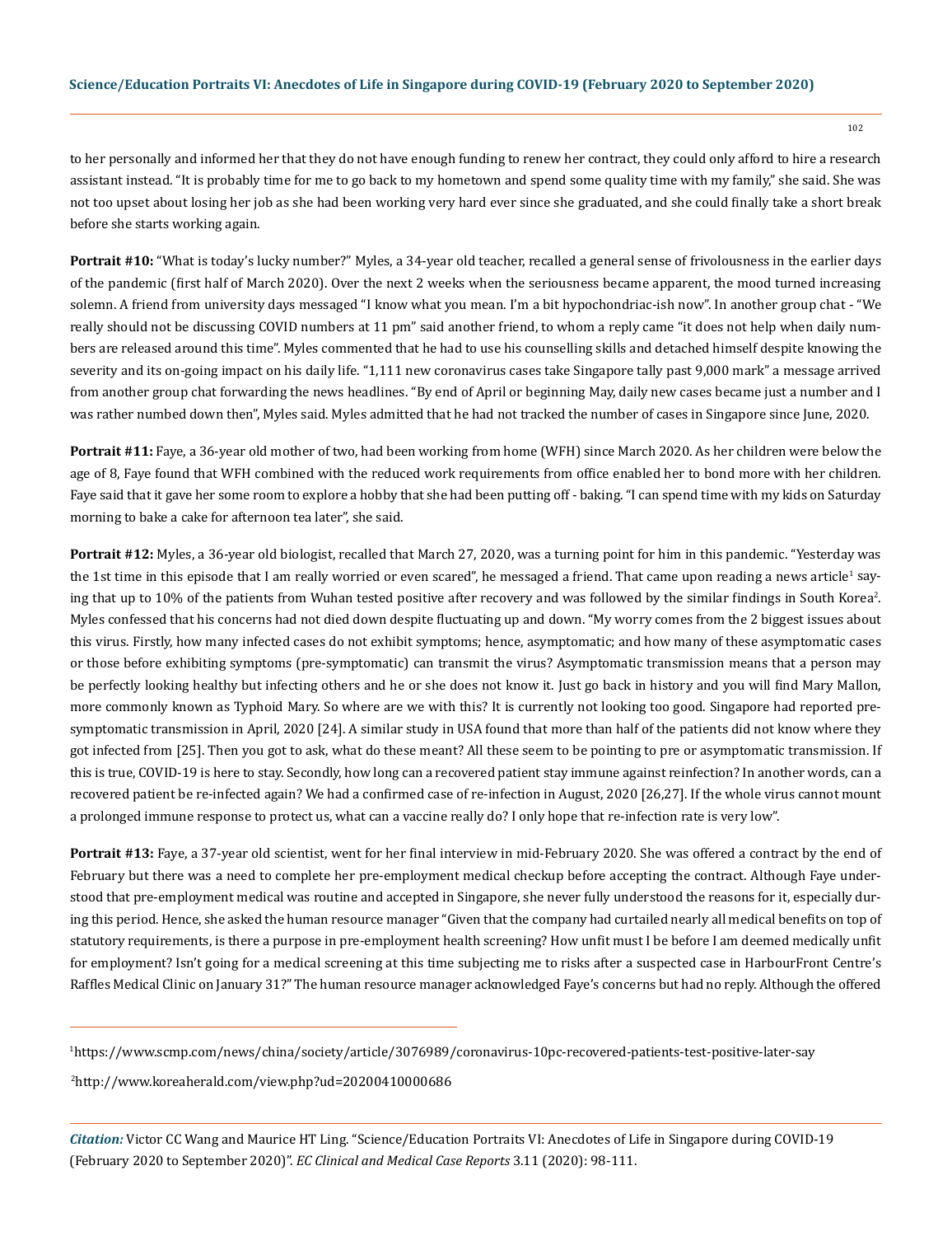to her personally and informed her that they do not have enough funding to renew her contract, they could only afford to hire a research assistant instead. "It is probably time for me to go back to my hometown and spend some quality time with my family," she said. She was not too upset about losing her job as she had been working very hard ever since she graduated, and she could finally take a short break before she starts working again.

**Portrait #10:** "What is today's lucky number?" Myles, a 34-year old teacher, recalled a general sense of frivolousness in the earlier days of the pandemic (first half of March 2020). Over the next 2 weeks when the seriousness became apparent, the mood turned increasing solemn. A friend from university days messaged "I know what you mean. I'm a bit hypochondriac-ish now". In another group chat - "We really should not be discussing COVID numbers at 11 pm" said another friend, to whom a reply came "it does not help when daily numbers are released around this time". Myles commented that he had to use his counselling skills and detached himself despite knowing the severity and its on-going impact on his daily life. "1,111 new coronavirus cases take Singapore tally past 9,000 mark" a message arrived from another group chat forwarding the news headlines. "By end of April or beginning May, daily new cases became just a number and I was rather numbed down then", Myles said. Myles admitted that he had not tracked the number of cases in Singapore since June, 2020.

**Portrait #11:** Faye, a 36-year old mother of two, had been working from home (WFH) since March 2020. As her children were below the age of 8, Faye found that WFH combined with the reduced work requirements from office enabled her to bond more with her children. Faye said that it gave her some room to explore a hobby that she had been putting off - baking. "I can spend time with my kids on Saturday morning to bake a cake for afternoon tea later", she said.

**Portrait #12:** Myles, a 36-year old biologist, recalled that March 27, 2020, was a turning point for him in this pandemic. "Yesterday was the 1st time in this episode that I am really worried or even scared", he messaged a friend. That came upon reading a news article[1] saying that up to 10% of the patients from Wuhan tested positive after recovery and was followed by the similar findings in South Korea[2]. Myles confessed that his concerns had not died down despite fluctuating up and down. "My worry comes from the 2 biggest issues about this virus. Firstly, how many infected cases do not exhibit symptoms; hence, asymptomatic; and how many of these asymptomatic cases or those before exhibiting symptoms (pre-symptomatic) can transmit the virus? Asymptomatic transmission means that a person may be perfectly looking healthy but infecting others and he or she does not know it. Just go back in history and you will find Mary Mallon, more commonly known as Typhoid Mary. So where are we with this? It is currently not looking too good. Singapore had reported pre-symptomatic transmission in April, 2020 [24]. A similar study in USA found that more than half of the patients did not know where they got infected from [25]. Then you got to ask, what do these meant? All these seem to be pointing to pre or asymptomatic transmission. If this is true, COVID-19 is here to stay. Secondly, how long can a recovered patient stay immune against reinfection? In another words, can a recovered patient be re-infected again? We had a confirmed case of re-infection in August, 2020 [26,27]. If the whole virus cannot mount a prolonged immune response to protect us, what can a vaccine really do? I only hope that re-infection rate is very low".

**Portrait #13:** Faye, a 37-year old scientist, went for her final interview in mid-February 2020. She was offered a contract by the end of February but there was a need to complete her pre-employment medical checkup before accepting the contract. Although Faye understood that pre-employment medical was routine and accepted in Singapore, she never fully understood the reasons for it, especially during this period. Hence, she asked the human resource manager "Given that the company had curtailed nearly all medical benefits on top of statutory requirements, is there a purpose in pre-employment health screening? How unfit must I be before I am deemed medically unfit for employment? Isn't going for a medical screening at this time subjecting me to risks after a suspected case in HarbourFront Centre's Raffles Medical Clinic on January 31?" The human resource manager acknowledged Faye's concerns but had no reply. Although the offered

---

[1] https://www.scmp.com/news/china/society/article/3076989/coronavirus-10pc-recovered-patients-test-positive-later-say

[2] http://www.koreaherald.com/view.php?ud=20200410000686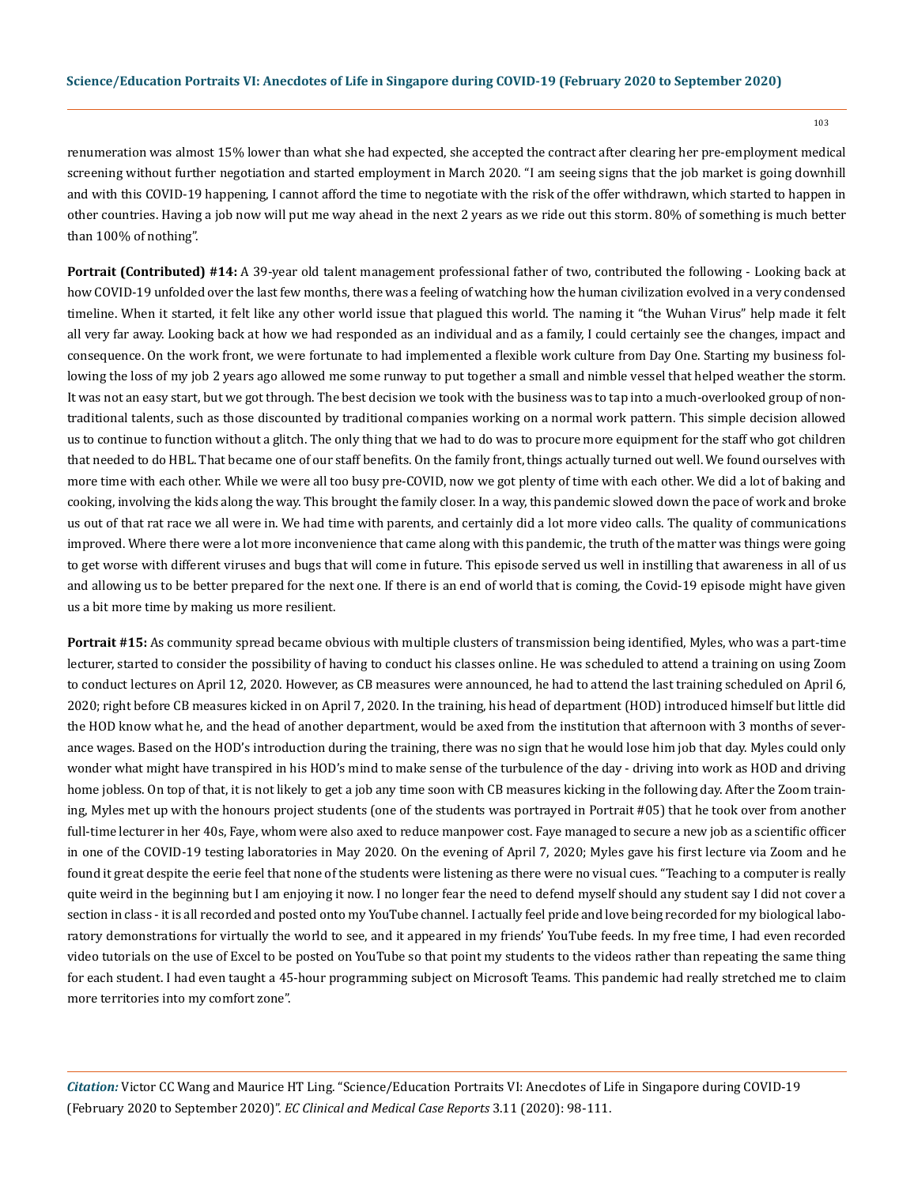renumeration was almost 15% lower than what she had expected, she accepted the contract after clearing her pre-employment medical screening without further negotiation and started employment in March 2020. "I am seeing signs that the job market is going downhill and with this COVID-19 happening, I cannot afford the time to negotiate with the risk of the offer withdrawn, which started to happen in other countries. Having a job now will put me way ahead in the next 2 years as we ride out this storm. 80% of something is much better than 100% of nothing".

**Portrait (Contributed) #14:** A 39-year old talent management professional father of two, contributed the following - Looking back at how COVID-19 unfolded over the last few months, there was a feeling of watching how the human civilization evolved in a very condensed timeline. When it started, it felt like any other world issue that plagued this world. The naming it "the Wuhan Virus" help made it felt all very far away. Looking back at how we had responded as an individual and as a family, I could certainly see the changes, impact and consequence. On the work front, we were fortunate to had implemented a flexible work culture from Day One. Starting my business following the loss of my job 2 years ago allowed me some runway to put together a small and nimble vessel that helped weather the storm. It was not an easy start, but we got through. The best decision we took with the business was to tap into a much-overlooked group of non-traditional talents, such as those discounted by traditional companies working on a normal work pattern. This simple decision allowed us to continue to function without a glitch. The only thing that we had to do was to procure more equipment for the staff who got children that needed to do HBL. That became one of our staff benefits. On the family front, things actually turned out well. We found ourselves with more time with each other. While we were all too busy pre-COVID, now we got plenty of time with each other. We did a lot of baking and cooking, involving the kids along the way. This brought the family closer. In a way, this pandemic slowed down the pace of work and broke us out of that rat race we all were in. We had time with parents, and certainly did a lot more video calls. The quality of communications improved. Where there were a lot more inconvenience that came along with this pandemic, the truth of the matter was things were going to get worse with different viruses and bugs that will come in future. This episode served us well in instilling that awareness in all of us and allowing us to be better prepared for the next one. If there is an end of world that is coming, the Covid-19 episode might have given us a bit more time by making us more resilient.

**Portrait #15:** As community spread became obvious with multiple clusters of transmission being identified, Myles, who was a part-time lecturer, started to consider the possibility of having to conduct his classes online. He was scheduled to attend a training on using Zoom to conduct lectures on April 12, 2020. However, as CB measures were announced, he had to attend the last training scheduled on April 6, 2020; right before CB measures kicked in on April 7, 2020. In the training, his head of department (HOD) introduced himself but little did the HOD know what he, and the head of another department, would be axed from the institution that afternoon with 3 months of severance wages. Based on the HOD's introduction during the training, there was no sign that he would lose him job that day. Myles could only wonder what might have transpired in his HOD's mind to make sense of the turbulence of the day - driving into work as HOD and driving home jobless. On top of that, it is not likely to get a job any time soon with CB measures kicking in the following day. After the Zoom training, Myles met up with the honours project students (one of the students was portrayed in Portrait #05) that he took over from another full-time lecturer in her 40s, Faye, whom were also axed to reduce manpower cost. Faye managed to secure a new job as a scientific officer in one of the COVID-19 testing laboratories in May 2020. On the evening of April 7, 2020; Myles gave his first lecture via Zoom and he found it great despite the eerie feel that none of the students were listening as there were no visual cues. "Teaching to a computer is really quite weird in the beginning but I am enjoying it now. I no longer fear the need to defend myself should any student say I did not cover a section in class - it is all recorded and posted onto my YouTube channel. I actually feel pride and love being recorded for my biological laboratory demonstrations for virtually the world to see, and it appeared in my friends' YouTube feeds. In my free time, I had even recorded video tutorials on the use of Excel to be posted on YouTube so that point my students to the videos rather than repeating the same thing for each student. I had even taught a 45-hour programming subject on Microsoft Teams. This pandemic had really stretched me to claim more territories into my comfort zone".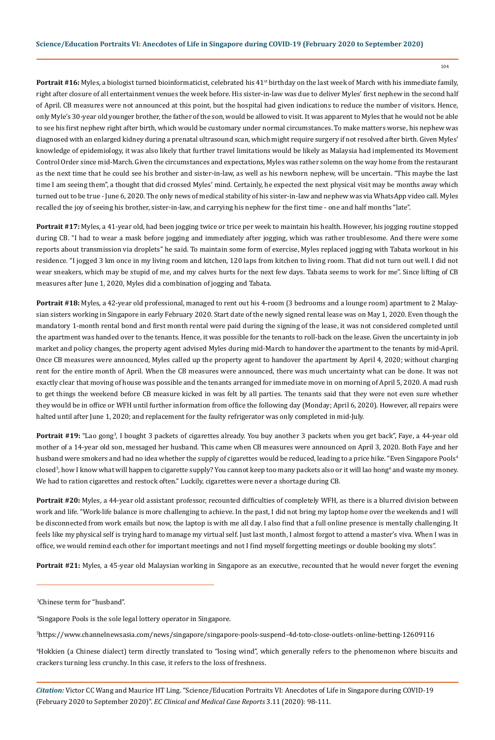**Portrait #16:** Myles, a biologist turned bioinformaticist, celebrated his 41st birthday on the last week of March with his immediate family, right after closure of all entertainment venues the week before. His sister-in-law was due to deliver Myles' first nephew in the second half of April. CB measures were not announced at this point, but the hospital had given indications to reduce the number of visitors. Hence, only Myle's 30-year old younger brother, the father of the son, would be allowed to visit. It was apparent to Myles that he would not be able to see his first nephew right after birth, which would be customary under normal circumstances. To make matters worse, his nephew was diagnosed with an enlarged kidney during a prenatal ultrasound scan, which might require surgery if not resolved after birth. Given Myles' knowledge of epidemiology, it was also likely that further travel limitations would be likely as Malaysia had implemented its Movement Control Order since mid-March. Given the circumstances and expectations, Myles was rather solemn on the way home from the restaurant as the next time that he could see his brother and sister-in-law, as well as his newborn nephew, will be uncertain. "This maybe the last time I am seeing them", a thought that did crossed Myles' mind. Certainly, he expected the next physical visit may be months away which turned out to be true - June 6, 2020. The only news of medical stability of his sister-in-law and nephew was via WhatsApp video call. Myles recalled the joy of seeing his brother, sister-in-law, and carrying his nephew for the first time - one and half months "late".

**Portrait #17:** Myles, a 41-year old, had been jogging twice or trice per week to maintain his health. However, his jogging routine stopped during CB. "I had to wear a mask before jogging and immediately after jogging, which was rather troublesome. And there were some reports about transmission via droplets" he said. To maintain some form of exercise, Myles replaced jogging with Tabata workout in his residence. "I jogged 3 km once in my living room and kitchen, 120 laps from kitchen to living room. That did not turn out well. I did not wear sneakers, which may be stupid of me, and my calves hurts for the next few days. Tabata seems to work for me". Since lifting of CB measures after June 1, 2020, Myles did a combination of jogging and Tabata.

**Portrait #18:** Myles, a 42-year old professional, managed to rent out his 4-room (3 bedrooms and a lounge room) apartment to 2 Malaysian sisters working in Singapore in early February 2020. Start date of the newly signed rental lease was on May 1, 2020. Even though the mandatory 1-month rental bond and first month rental were paid during the signing of the lease, it was not considered completed until the apartment was handed over to the tenants. Hence, it was possible for the tenants to roll-back on the lease. Given the uncertainty in job market and policy changes, the property agent advised Myles during mid-March to handover the apartment to the tenants by mid-April. Once CB measures were announced, Myles called up the property agent to handover the apartment by April 4, 2020; without charging rent for the entire month of April. When the CB measures were announced, there was much uncertainty what can be done. It was not exactly clear that moving of house was possible and the tenants arranged for immediate move in on morning of April 5, 2020. A mad rush to get things the weekend before CB measure kicked in was felt by all parties. The tenants said that they were not even sure whether they would be in office or WFH until further information from office the following day (Monday; April 6, 2020). However, all repairs were halted until after June 1, 2020; and replacement for the faulty refrigerator was only completed in mid-July.

**Portrait #19:** "Lao gong[3], I bought 3 packets of cigarettes already. You buy another 3 packets when you get back", Faye, a 44-year old mother of a 14-year old son, messaged her husband. This came when CB measures were announced on April 3, 2020. Both Faye and her husband were smokers and had no idea whether the supply of cigarettes would be reduced, leading to a price hike. "Even Singapore Pools[4] closed[5], how I know what will happen to cigarette supply? You cannot keep too many packets also or it will lao hong[6] and waste my money. We had to ration cigarettes and restock often." Luckily, cigarettes were never a shortage during CB.

**Portrait #20:** Myles, a 44-year old assistant professor, recounted difficulties of completely WFH, as there is a blurred division between work and life. "Work-life balance is more challenging to achieve. In the past, I did not bring my laptop home over the weekends and I will be disconnected from work emails but now, the laptop is with me all day. I also find that a full online presence is mentally challenging. It feels like my physical self is trying hard to manage my virtual self. Just last month, I almost forgot to attend a master's viva. When I was in office, we would remind each other for important meetings and not I find myself forgetting meetings or double booking my slots".

**Portrait #21:** Myles, a 45-year old Malaysian working in Singapore as an executive, recounted that he would never forget the evening

---

[3]Chinese term for "husband".

[4]Singapore Pools is the sole legal lottery operator in Singapore.

[5]https://www.channelnewsasia.com/news/singapore/singapore-pools-suspend-4d-toto-close-outlets-online-betting-12609116

[6]Hokkien (a Chinese dialect) term directly translated to "losing wind", which generally refers to the phenomenon where biscuits and crackers turning less crunchy. In this case, it refers to the loss of freshness.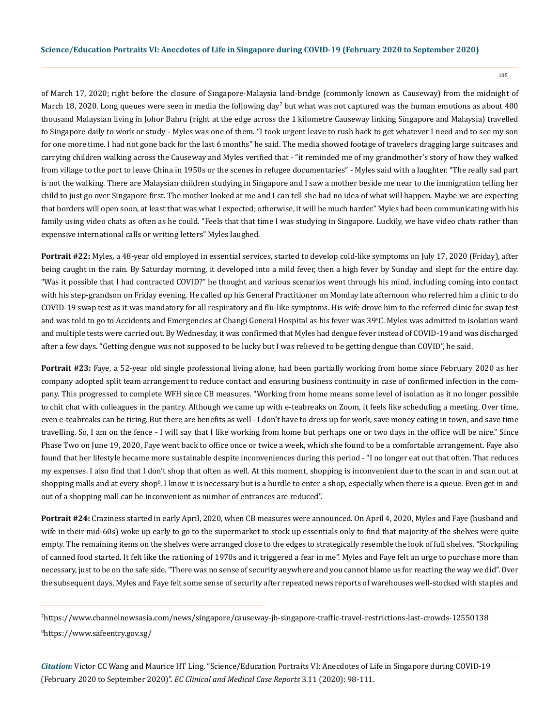of March 17, 2020; right before the closure of Singapore-Malaysia land-bridge (commonly known as Causeway) from the midnight of March 18, 2020. Long queues were seen in media the following day[7] but what was not captured was the human emotions as about 400 thousand Malaysian living in Johor Bahru (right at the edge across the 1 kilometre Causeway linking Singapore and Malaysia) travelled to Singapore daily to work or study - Myles was one of them. "I took urgent leave to rush back to get whatever I need and to see my son for one more time. I had not gone back for the last 6 months" he said. The media showed footage of travelers dragging large suitcases and carrying children walking across the Causeway and Myles verified that - "it reminded me of my grandmother's story of how they walked from village to the port to leave China in 1950s or the scenes in refugee documentaries" - Myles said with a laughter. "The really sad part is not the walking. There are Malaysian children studying in Singapore and I saw a mother beside me near to the immigration telling her child to just go over Singapore first. The mother looked at me and I can tell she had no idea of what will happen. Maybe we are expecting that borders will open soon, at least that was what I expected; otherwise, it will be much harder." Myles had been communicating with his family using video chats as often as he could. "Feels that that time I was studying in Singapore. Luckily, we have video chats rather than expensive international calls or writing letters" Myles laughed.

**Portrait #22:** Myles, a 48-year old employed in essential services, started to develop cold-like symptoms on July 17, 2020 (Friday), after being caught in the rain. By Saturday morning, it developed into a mild fever, then a high fever by Sunday and slept for the entire day. "Was it possible that I had contracted COVID?" he thought and various scenarios went through his mind, including coming into contact with his step-grandson on Friday evening. He called up his General Practitioner on Monday late afternoon who referred him a clinic to do COVID-19 swap test as it was mandatory for all respiratory and flu-like symptoms. His wife drove him to the referred clinic for swap test and was told to go to Accidents and Emergencies at Changi General Hospital as his fever was 39°C. Myles was admitted to isolation ward and multiple tests were carried out. By Wednesday, it was confirmed that Myles had dengue fever instead of COVID-19 and was discharged after a few days. "Getting dengue was not supposed to be lucky but I was relieved to be getting dengue than COVID", he said.

**Portrait #23:** Faye, a 52-year old single professional living alone, had been partially working from home since February 2020 as her company adopted split team arrangement to reduce contact and ensuring business continuity in case of confirmed infection in the company. This progressed to complete WFH since CB measures. "Working from home means some level of isolation as it no longer possible to chit chat with colleagues in the pantry. Although we came up with e-teabreaks on Zoom, it feels like scheduling a meeting. Over time, even e-teabreaks can be tiring. But there are benefits as well - I don't have to dress up for work, save money eating in town, and save time travelling. So, I am on the fence - I will say that I like working from home but perhaps one or two days in the office will be nice." Since Phase Two on June 19, 2020, Faye went back to office once or twice a week, which she found to be a comfortable arrangement. Faye also found that her lifestyle became more sustainable despite inconveniences during this period - "I no longer eat out that often. That reduces my expenses. I also find that I don't shop that often as well. At this moment, shopping is inconvenient due to the scan in and scan out at shopping malls and at every shop[8]. I know it is necessary but is a hurdle to enter a shop, especially when there is a queue. Even get in and out of a shopping mall can be inconvenient as number of entrances are reduced".

**Portrait #24:** Craziness started in early April, 2020, when CB measures were announced. On April 4, 2020, Myles and Faye (husband and wife in their mid-60s) woke up early to go to the supermarket to stock up essentials only to find that majority of the shelves were quite empty. The remaining items on the shelves were arranged close to the edges to strategically resemble the look of full shelves. "Stockpiling of canned food started. It felt like the rationing of 1970s and it triggered a fear in me". Myles and Faye felt an urge to purchase more than necessary, just to be on the safe side. "There was no sense of security anywhere and you cannot blame us for reacting the way we did". Over the subsequent days, Myles and Faye felt some sense of security after repeated news reports of warehouses well-stocked with staples and

---

[7]https://www.channelnewsasia.com/news/singapore/causeway-jb-singapore-traffic-travel-restrictions-last-crowds-12550138

[8]https://www.safeentry.gov.sg/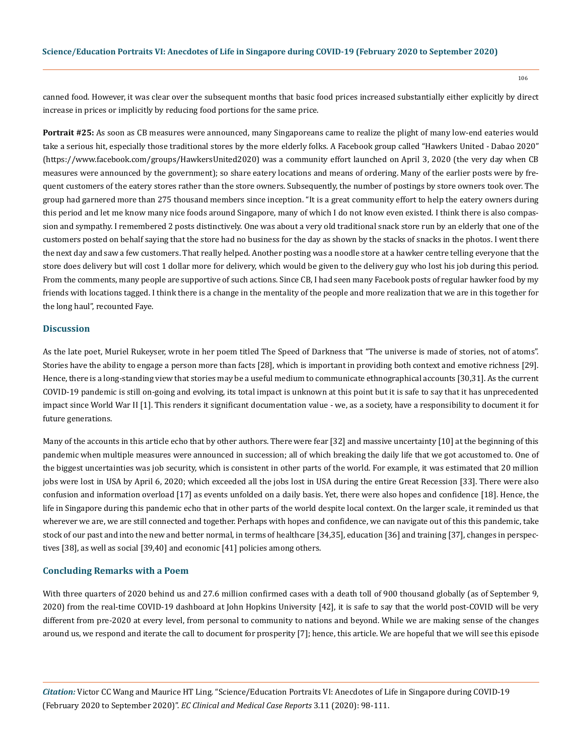canned food. However, it was clear over the subsequent months that basic food prices increased substantially either explicitly by direct increase in prices or implicitly by reducing food portions for the same price.

**Portrait #25:** As soon as CB measures were announced, many Singaporeans came to realize the plight of many low-end eateries would take a serious hit, especially those traditional stores by the more elderly folks. A Facebook group called "Hawkers United - Dabao 2020" (https://www.facebook.com/groups/HawkersUnited2020) was a community effort launched on April 3, 2020 (the very day when CB measures were announced by the government); so share eatery locations and means of ordering. Many of the earlier posts were by frequent customers of the eatery stores rather than the store owners. Subsequently, the number of postings by store owners took over. The group had garnered more than 275 thousand members since inception. "It is a great community effort to help the eatery owners during this period and let me know many nice foods around Singapore, many of which I do not know even existed. I think there is also compassion and sympathy. I remembered 2 posts distinctively. One was about a very old traditional snack store run by an elderly that one of the customers posted on behalf saying that the store had no business for the day as shown by the stacks of snacks in the photos. I went there the next day and saw a few customers. That really helped. Another posting was a noodle store at a hawker centre telling everyone that the store does delivery but will cost 1 dollar more for delivery, which would be given to the delivery guy who lost his job during this period. From the comments, many people are supportive of such actions. Since CB, I had seen many Facebook posts of regular hawker food by my friends with locations tagged. I think there is a change in the mentality of the people and more realization that we are in this together for the long haul", recounted Faye.

## Discussion

As the late poet, Muriel Rukeyser, wrote in her poem titled The Speed of Darkness that "The universe is made of stories, not of atoms". Stories have the ability to engage a person more than facts [28], which is important in providing both context and emotive richness [29]. Hence, there is a long-standing view that stories may be a useful medium to communicate ethnographical accounts [30,31]. As the current COVID-19 pandemic is still on-going and evolving, its total impact is unknown at this point but it is safe to say that it has unprecedented impact since World War II [1]. This renders it significant documentation value - we, as a society, have a responsibility to document it for future generations.

Many of the accounts in this article echo that by other authors. There were fear [32] and massive uncertainty [10] at the beginning of this pandemic when multiple measures were announced in succession; all of which breaking the daily life that we got accustomed to. One of the biggest uncertainties was job security, which is consistent in other parts of the world. For example, it was estimated that 20 million jobs were lost in USA by April 6, 2020; which exceeded all the jobs lost in USA during the entire Great Recession [33]. There were also confusion and information overload [17] as events unfolded on a daily basis. Yet, there were also hopes and confidence [18]. Hence, the life in Singapore during this pandemic echo that in other parts of the world despite local context. On the larger scale, it reminded us that wherever we are, we are still connected and together. Perhaps with hopes and confidence, we can navigate out of this this pandemic, take stock of our past and into the new and better normal, in terms of healthcare [34,35], education [36] and training [37], changes in perspectives [38], as well as social [39,40] and economic [41] policies among others.

## Concluding Remarks with a Poem

With three quarters of 2020 behind us and 27.6 million confirmed cases with a death toll of 900 thousand globally (as of September 9, 2020) from the real-time COVID-19 dashboard at John Hopkins University [42], it is safe to say that the world post-COVID will be very different from pre-2020 at every level, from personal to community to nations and beyond. While we are making sense of the changes around us, we respond and iterate the call to document for prosperity [7]; hence, this article. We are hopeful that we will see this episode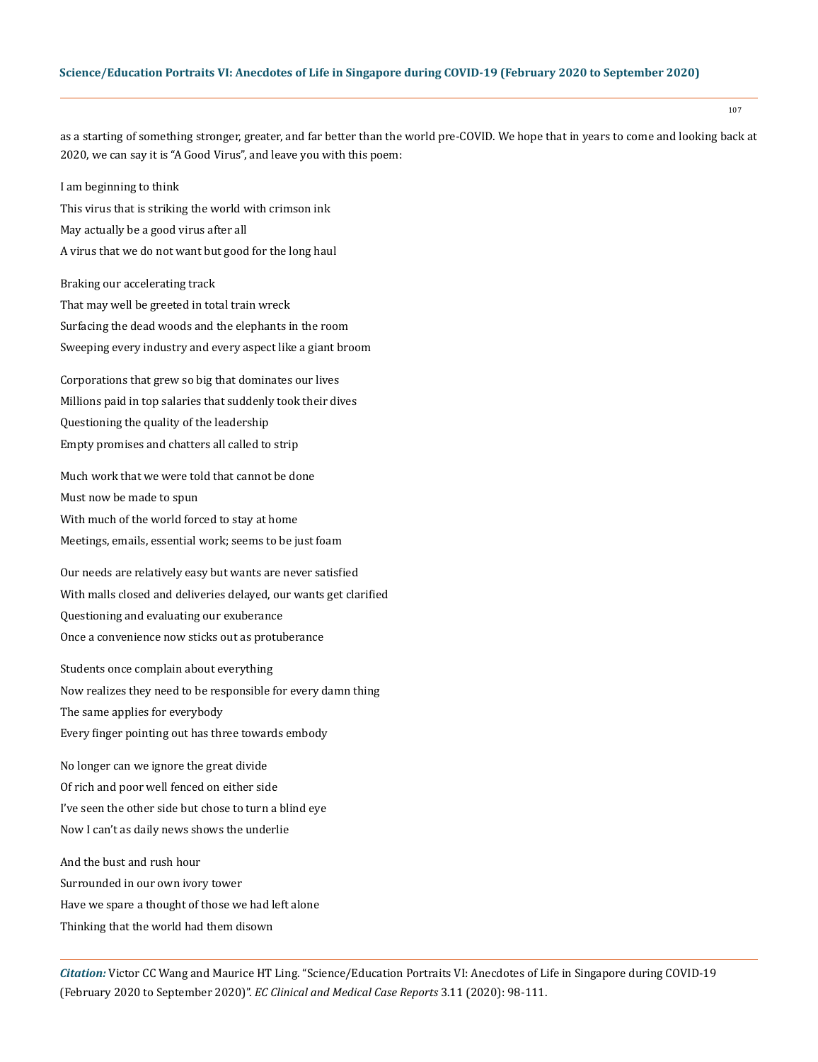as a starting of something stronger, greater, and far better than the world pre-COVID. We hope that in years to come and looking back at 2020, we can say it is "A Good Virus", and leave you with this poem:

I am beginning to think  
This virus that is striking the world with crimson ink  
May actually be a good virus after all  
A virus that we do not want but good for the long haul

Braking our accelerating track  
That may well be greeted in total train wreck  
Surfacing the dead woods and the elephants in the room  
Sweeping every industry and every aspect like a giant broom

Corporations that grew so big that dominates our lives  
Millions paid in top salaries that suddenly took their dives  
Questioning the quality of the leadership  
Empty promises and chatters all called to strip

Much work that we were told that cannot be done  
Must now be made to spun  
With much of the world forced to stay at home  
Meetings, emails, essential work; seems to be just foam

Our needs are relatively easy but wants are never satisfied  
With malls closed and deliveries delayed, our wants get clarified  
Questioning and evaluating our exuberance  
Once a convenience now sticks out as protuberance

Students once complain about everything  
Now realizes they need to be responsible for every damn thing  
The same applies for everybody  
Every finger pointing out has three towards embody

No longer can we ignore the great divide  
Of rich and poor well fenced on either side  
I've seen the other side but chose to turn a blind eye  
Now I can't as daily news shows the underlie

And the bust and rush hour  
Surrounded in our own ivory tower  
Have we spare a thought of those we had left alone  
Thinking that the world had them disown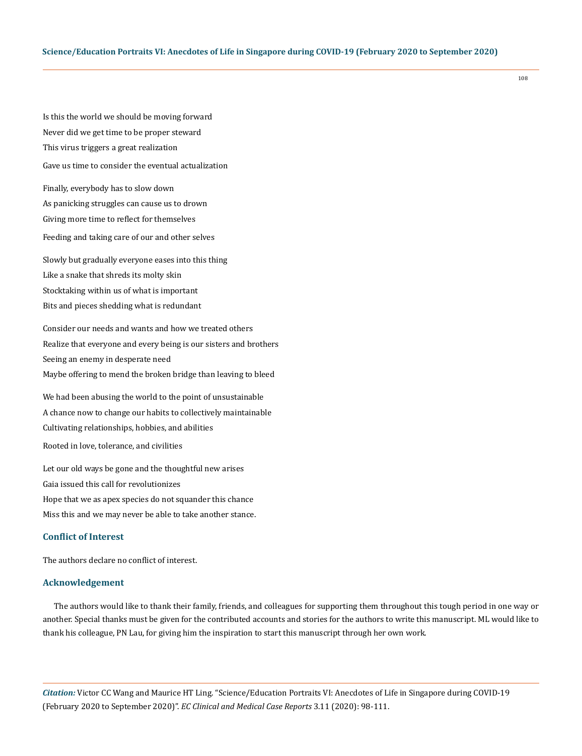Is this the world we should be moving forward  
Never did we get time to be proper steward  
This virus triggers a great realization  
Gave us time to consider the eventual actualization

Finally, everybody has to slow down  
As panicking struggles can cause us to drown  
Giving more time to reflect for themselves  
Feeding and taking care of our and other selves

Slowly but gradually everyone eases into this thing  
Like a snake that shreds its molty skin  
Stocktaking within us of what is important  
Bits and pieces shedding what is redundant

Consider our needs and wants and how we treated others  
Realize that everyone and every being is our sisters and brothers  
Seeing an enemy in desperate need  
Maybe offering to mend the broken bridge than leaving to bleed

We had been abusing the world to the point of unsustainable  
A chance now to change our habits to collectively maintainable  
Cultivating relationships, hobbies, and abilities  
Rooted in love, tolerance, and civilities

Let our old ways be gone and the thoughtful new arises  
Gaia issued this call for revolutionizes  
Hope that we as apex species do not squander this chance  
Miss this and we may never be able to take another stance.

## Conflict of Interest

The authors declare no conflict of interest.

## Acknowledgement

The authors would like to thank their family, friends, and colleagues for supporting them throughout this tough period in one way or another. Special thanks must be given for the contributed accounts and stories for the authors to write this manuscript. ML would like to thank his colleague, PN Lau, for giving him the inspiration to start this manuscript through her own work.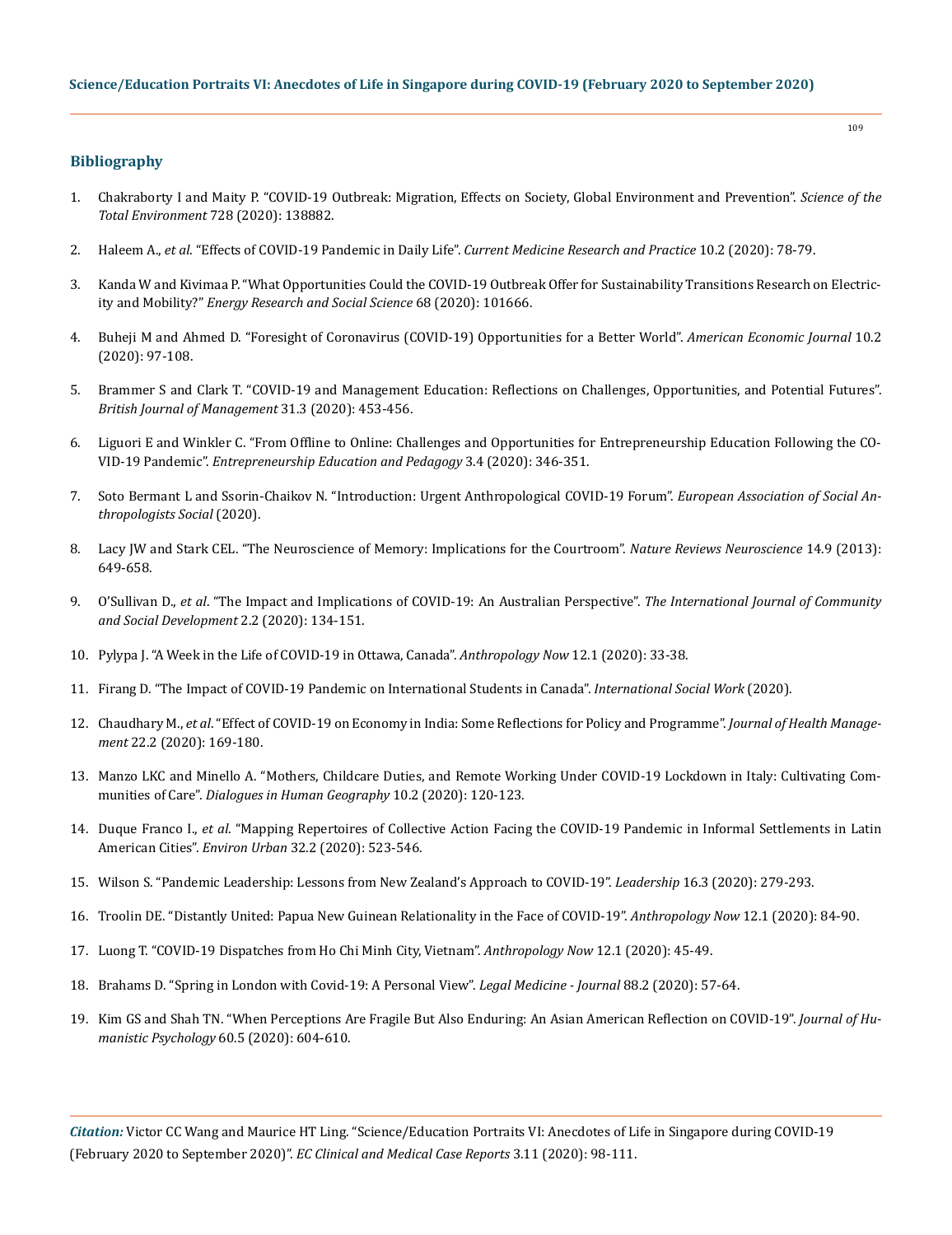## Bibliography

1. Chakraborty I and Maity P. "COVID-19 Outbreak: Migration, Effects on Society, Global Environment and Prevention". *Science of the Total Environment* 728 (2020): 138882.
2. Haleem A., *et al*. "Effects of COVID-19 Pandemic in Daily Life". *Current Medicine Research and Practice* 10.2 (2020): 78-79.
3. Kanda W and Kivimaa P. "What Opportunities Could the COVID-19 Outbreak Offer for Sustainability Transitions Research on Electricity and Mobility?" *Energy Research and Social Science* 68 (2020): 101666.
4. Buheji M and Ahmed D. "Foresight of Coronavirus (COVID-19) Opportunities for a Better World". *American Economic Journal* 10.2 (2020): 97-108.
5. Brammer S and Clark T. "COVID-19 and Management Education: Reflections on Challenges, Opportunities, and Potential Futures". *British Journal of Management* 31.3 (2020): 453-456.
6. Liguori E and Winkler C. "From Offline to Online: Challenges and Opportunities for Entrepreneurship Education Following the COVID-19 Pandemic". *Entrepreneurship Education and Pedagogy* 3.4 (2020): 346-351.
7. Soto Bermant L and Ssorin-Chaikov N. "Introduction: Urgent Anthropological COVID-19 Forum". *European Association of Social Anthropologists Social* (2020).
8. Lacy JW and Stark CEL. "The Neuroscience of Memory: Implications for the Courtroom". *Nature Reviews Neuroscience* 14.9 (2013): 649-658.
9. O'Sullivan D., *et al*. "The Impact and Implications of COVID-19: An Australian Perspective". *The International Journal of Community and Social Development* 2.2 (2020): 134-151.
10. Pylypa J. "A Week in the Life of COVID-19 in Ottawa, Canada". *Anthropology Now* 12.1 (2020): 33-38.
11. Firang D. "The Impact of COVID-19 Pandemic on International Students in Canada". *International Social Work* (2020).
12. Chaudhary M., *et al*. "Effect of COVID-19 on Economy in India: Some Reflections for Policy and Programme". *Journal of Health Management* 22.2 (2020): 169-180.
13. Manzo LKC and Minello A. "Mothers, Childcare Duties, and Remote Working Under COVID-19 Lockdown in Italy: Cultivating Communities of Care". *Dialogues in Human Geography* 10.2 (2020): 120-123.
14. Duque Franco I., *et al*. "Mapping Repertoires of Collective Action Facing the COVID-19 Pandemic in Informal Settlements in Latin American Cities". *Environ Urban* 32.2 (2020): 523-546.
15. Wilson S. "Pandemic Leadership: Lessons from New Zealand's Approach to COVID-19". *Leadership* 16.3 (2020): 279-293.
16. Troolin DE. "Distantly United: Papua New Guinean Relationality in the Face of COVID-19". *Anthropology Now* 12.1 (2020): 84-90.
17. Luong T. "COVID-19 Dispatches from Ho Chi Minh City, Vietnam". *Anthropology Now* 12.1 (2020): 45-49.
18. Brahams D. "Spring in London with Covid-19: A Personal View". *Legal Medicine - Journal* 88.2 (2020): 57-64.
19. Kim GS and Shah TN. "When Perceptions Are Fragile But Also Enduring: An Asian American Reflection on COVID-19". *Journal of Humanistic Psychology* 60.5 (2020): 604-610.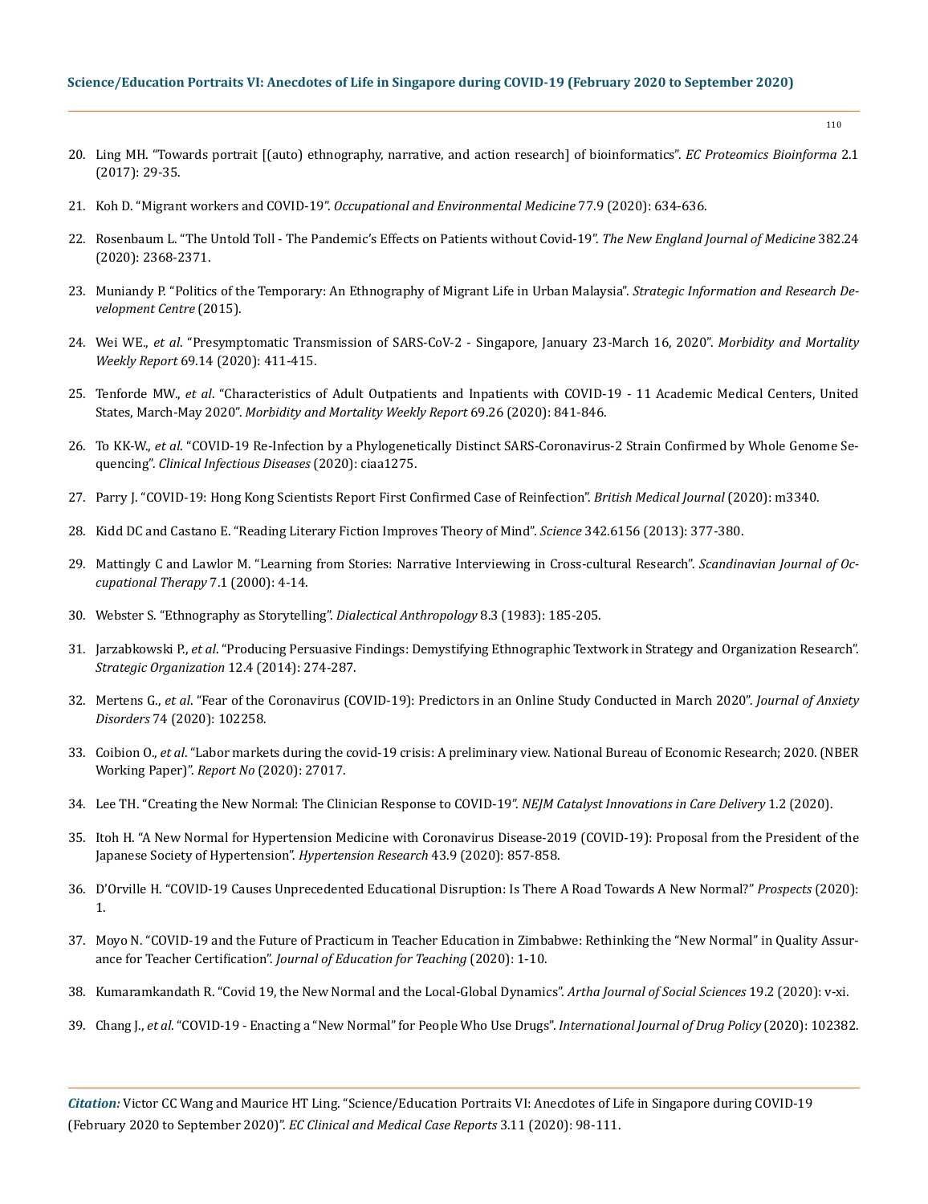20. Ling MH. "Towards portrait [(auto) ethnography, narrative, and action research] of bioinformatics". *EC Proteomics Bioinforma* 2.1 (2017): 29-35.

21. Koh D. "Migrant workers and COVID-19". *Occupational and Environmental Medicine* 77.9 (2020): 634-636.

22. Rosenbaum L. "The Untold Toll - The Pandemic's Effects on Patients without Covid-19". *The New England Journal of Medicine* 382.24 (2020): 2368-2371.

23. Muniandy P. "Politics of the Temporary: An Ethnography of Migrant Life in Urban Malaysia". *Strategic Information and Research Development Centre* (2015).

24. Wei WE., *et al*. "Presymptomatic Transmission of SARS-CoV-2 - Singapore, January 23-March 16, 2020". *Morbidity and Mortality Weekly Report* 69.14 (2020): 411-415.

25. Tenforde MW., *et al*. "Characteristics of Adult Outpatients and Inpatients with COVID-19 - 11 Academic Medical Centers, United States, March-May 2020". *Morbidity and Mortality Weekly Report* 69.26 (2020): 841-846.

26. To KK-W., *et al*. "COVID-19 Re-Infection by a Phylogenetically Distinct SARS-Coronavirus-2 Strain Confirmed by Whole Genome Sequencing". *Clinical Infectious Diseases* (2020): ciaa1275.

27. Parry J. "COVID-19: Hong Kong Scientists Report First Confirmed Case of Reinfection". *British Medical Journal* (2020): m3340.

28. Kidd DC and Castano E. "Reading Literary Fiction Improves Theory of Mind". *Science* 342.6156 (2013): 377-380.

29. Mattingly C and Lawlor M. "Learning from Stories: Narrative Interviewing in Cross-cultural Research". *Scandinavian Journal of Occupational Therapy* 7.1 (2000): 4-14.

30. Webster S. "Ethnography as Storytelling". *Dialectical Anthropology* 8.3 (1983): 185-205.

31. Jarzabkowski P., *et al*. "Producing Persuasive Findings: Demystifying Ethnographic Textwork in Strategy and Organization Research". *Strategic Organization* 12.4 (2014): 274-287.

32. Mertens G., *et al*. "Fear of the Coronavirus (COVID-19): Predictors in an Online Study Conducted in March 2020". *Journal of Anxiety Disorders* 74 (2020): 102258.

33. Coibion O., *et al*. "Labor markets during the covid-19 crisis: A preliminary view. National Bureau of Economic Research; 2020. (NBER Working Paper)". *Report No* (2020): 27017.

34. Lee TH. "Creating the New Normal: The Clinician Response to COVID-19". *NEJM Catalyst Innovations in Care Delivery* 1.2 (2020).

35. Itoh H. "A New Normal for Hypertension Medicine with Coronavirus Disease-2019 (COVID-19): Proposal from the President of the Japanese Society of Hypertension". *Hypertension Research* 43.9 (2020): 857-858.

36. D'Orville H. "COVID-19 Causes Unprecedented Educational Disruption: Is There A Road Towards A New Normal?" *Prospects* (2020): 1.

37. Moyo N. "COVID-19 and the Future of Practicum in Teacher Education in Zimbabwe: Rethinking the "New Normal" in Quality Assurance for Teacher Certification". *Journal of Education for Teaching* (2020): 1-10.

38. Kumaramkandath R. "Covid 19, the New Normal and the Local-Global Dynamics". *Artha Journal of Social Sciences* 19.2 (2020): v-xi.

39. Chang J., *et al*. "COVID-19 - Enacting a "New Normal" for People Who Use Drugs". *International Journal of Drug Policy* (2020): 102382.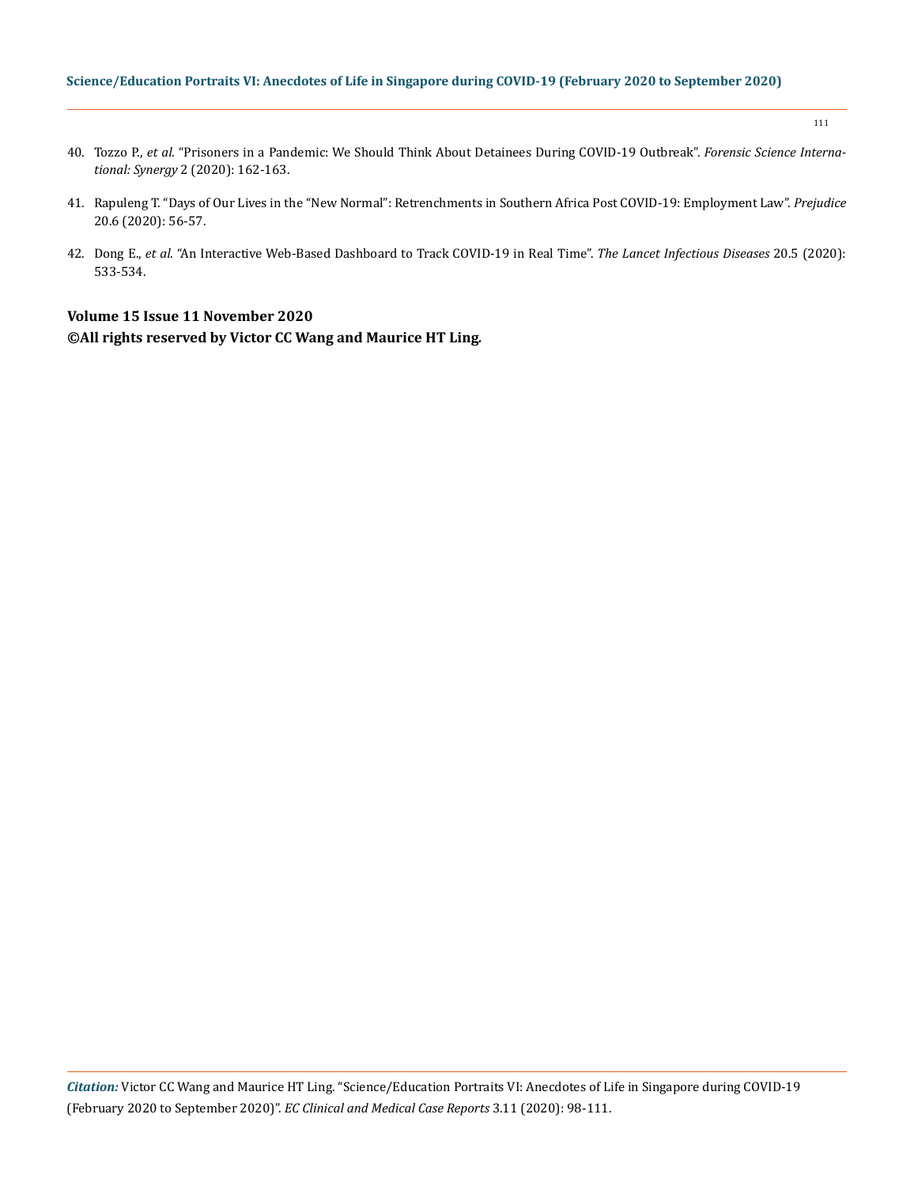40. Tozzo P., *et al*. "Prisoners in a Pandemic: We Should Think About Detainees During COVID-19 Outbreak". *Forensic Science International: Synergy* 2 (2020): 162-163.

41. Rapuleng T. "Days of Our Lives in the "New Normal": Retrenchments in Southern Africa Post COVID-19: Employment Law". *Prejudice* 20.6 (2020): 56-57.

42. Dong E., *et al*. "An Interactive Web-Based Dashboard to Track COVID-19 in Real Time". *The Lancet Infectious Diseases* 20.5 (2020): 533-534.

**Volume 15 Issue 11 November 2020**
**©All rights reserved by Victor CC Wang and Maurice HT Ling.**